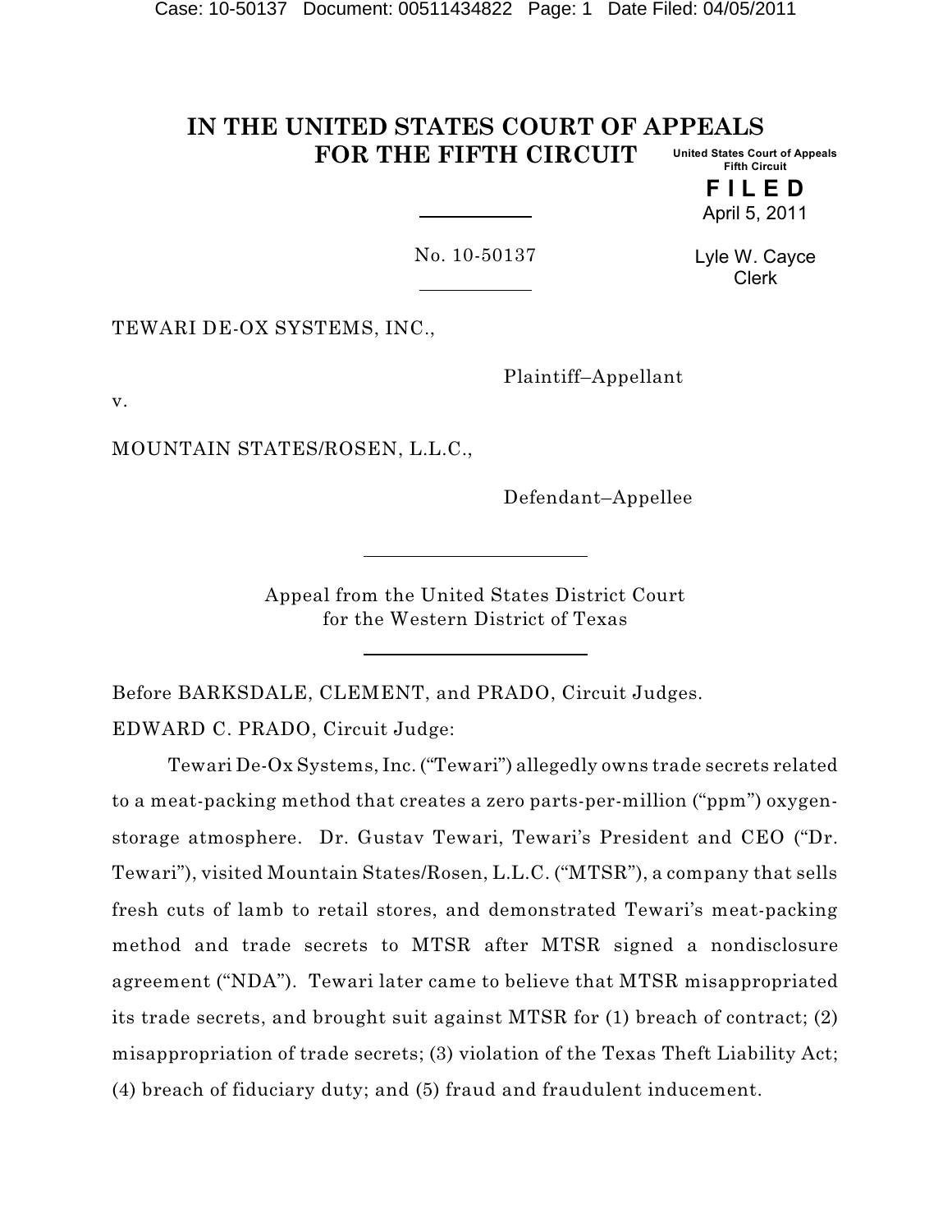# IN THE UNITED STATES COURT OF APPEALS FOR THE FIFTH CIRCUIT

United States Court of Appeals
Fifth Circuit

**F I L E D**
April 5, 2011

Lyle W. Cayce
Clerk

No. 10-50137

TEWARI DE-OX SYSTEMS, INC.,

Plaintiff–Appellant

v.

MOUNTAIN STATES/ROSEN, L.L.C.,

Defendant–Appellee

Appeal from the United States District Court
for the Western District of Texas

Before BARKSDALE, CLEMENT, and PRADO, Circuit Judges.

EDWARD C. PRADO, Circuit Judge:

Tewari De-Ox Systems, Inc. ("Tewari") allegedly owns trade secrets related to a meat-packing method that creates a zero parts-per-million ("ppm") oxygen-storage atmosphere. Dr. Gustav Tewari, Tewari's President and CEO ("Dr. Tewari"), visited Mountain States/Rosen, L.L.C. ("MTSR"), a company that sells fresh cuts of lamb to retail stores, and demonstrated Tewari's meat-packing method and trade secrets to MTSR after MTSR signed a nondisclosure agreement ("NDA"). Tewari later came to believe that MTSR misappropriated its trade secrets, and brought suit against MTSR for (1) breach of contract; (2) misappropriation of trade secrets; (3) violation of the Texas Theft Liability Act; (4) breach of fiduciary duty; and (5) fraud and fraudulent inducement.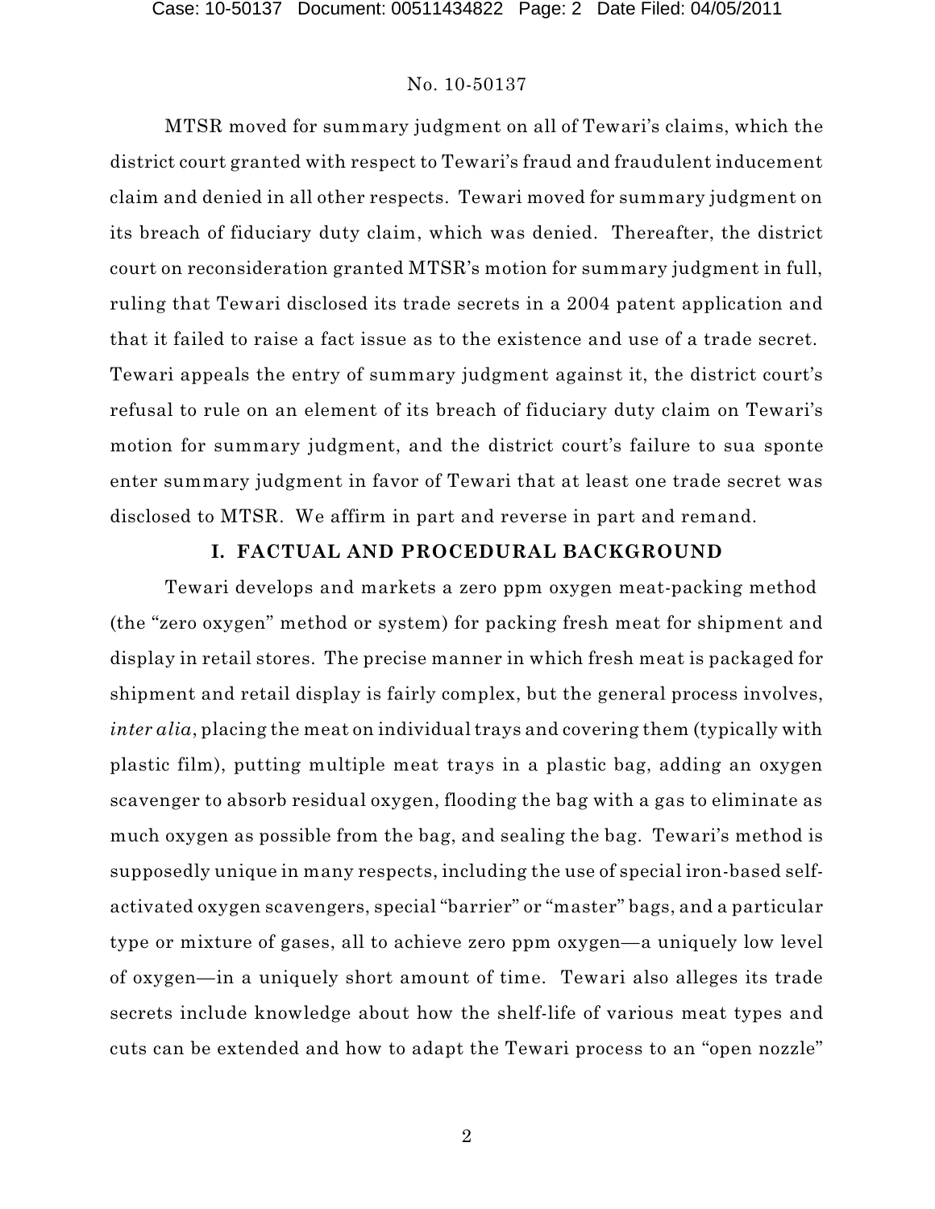MTSR moved for summary judgment on all of Tewari's claims, which the district court granted with respect to Tewari's fraud and fraudulent inducement claim and denied in all other respects. Tewari moved for summary judgment on its breach of fiduciary duty claim, which was denied. Thereafter, the district court on reconsideration granted MTSR's motion for summary judgment in full, ruling that Tewari disclosed its trade secrets in a 2004 patent application and that it failed to raise a fact issue as to the existence and use of a trade secret. Tewari appeals the entry of summary judgment against it, the district court's refusal to rule on an element of its breach of fiduciary duty claim on Tewari's motion for summary judgment, and the district court's failure to sua sponte enter summary judgment in favor of Tewari that at least one trade secret was disclosed to MTSR. We affirm in part and reverse in part and remand.

## I. FACTUAL AND PROCEDURAL BACKGROUND

Tewari develops and markets a zero ppm oxygen meat-packing method (the "zero oxygen" method or system) for packing fresh meat for shipment and display in retail stores. The precise manner in which fresh meat is packaged for shipment and retail display is fairly complex, but the general process involves, *inter alia*, placing the meat on individual trays and covering them (typically with plastic film), putting multiple meat trays in a plastic bag, adding an oxygen scavenger to absorb residual oxygen, flooding the bag with a gas to eliminate as much oxygen as possible from the bag, and sealing the bag. Tewari's method is supposedly unique in many respects, including the use of special iron-based self-activated oxygen scavengers, special "barrier" or "master" bags, and a particular type or mixture of gases, all to achieve zero ppm oxygen—a uniquely low level of oxygen—in a uniquely short amount of time. Tewari also alleges its trade secrets include knowledge about how the shelf-life of various meat types and cuts can be extended and how to adapt the Tewari process to an "open nozzle"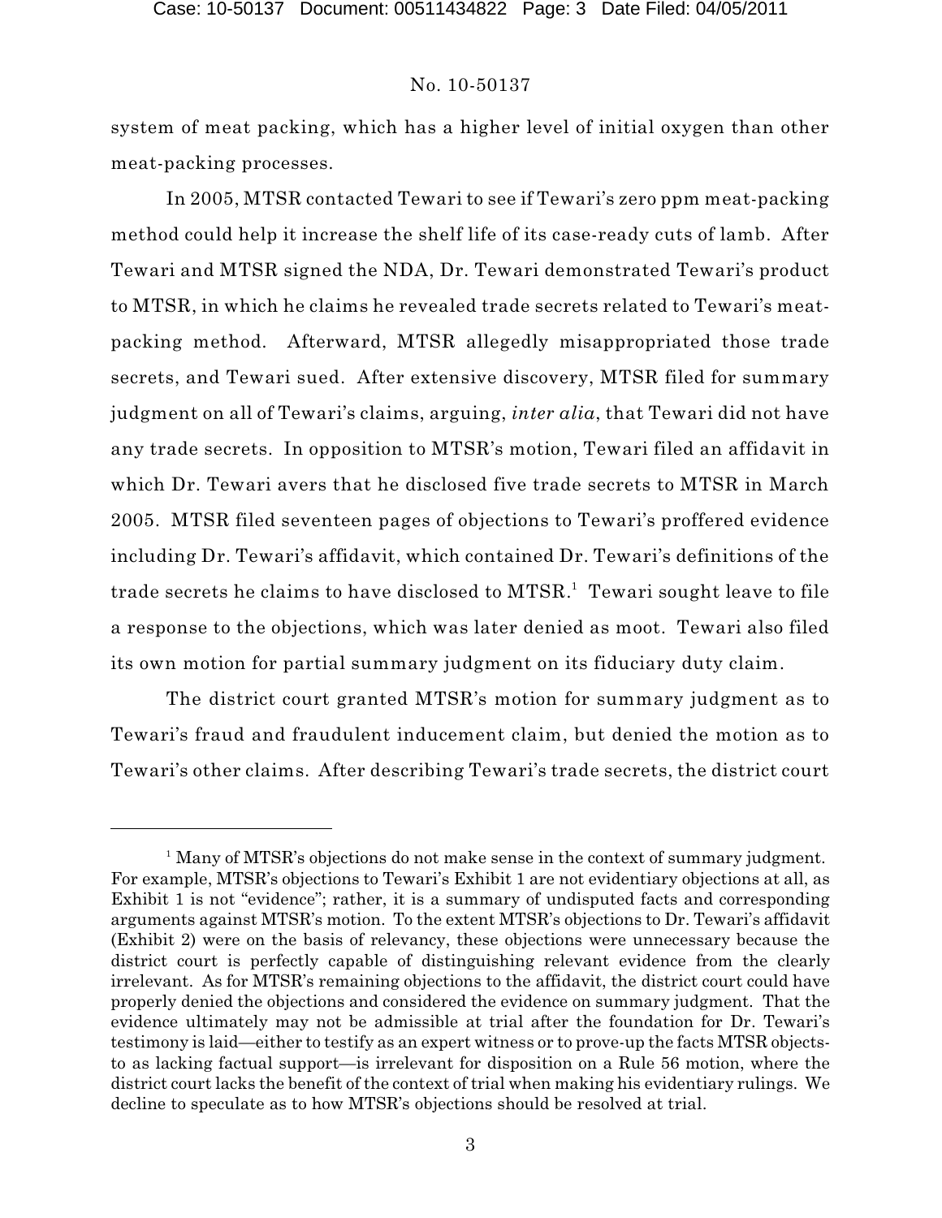system of meat packing, which has a higher level of initial oxygen than other meat-packing processes.

In 2005, MTSR contacted Tewari to see if Tewari's zero ppm meat-packing method could help it increase the shelf life of its case-ready cuts of lamb. After Tewari and MTSR signed the NDA, Dr. Tewari demonstrated Tewari's product to MTSR, in which he claims he revealed trade secrets related to Tewari's meat-packing method. Afterward, MTSR allegedly misappropriated those trade secrets, and Tewari sued. After extensive discovery, MTSR filed for summary judgment on all of Tewari's claims, arguing, *inter alia*, that Tewari did not have any trade secrets. In opposition to MTSR's motion, Tewari filed an affidavit in which Dr. Tewari avers that he disclosed five trade secrets to MTSR in March 2005. MTSR filed seventeen pages of objections to Tewari's proffered evidence including Dr. Tewari's affidavit, which contained Dr. Tewari's definitions of the trade secrets he claims to have disclosed to MTSR.[1] Tewari sought leave to file a response to the objections, which was later denied as moot. Tewari also filed its own motion for partial summary judgment on its fiduciary duty claim.

The district court granted MTSR's motion for summary judgment as to Tewari's fraud and fraudulent inducement claim, but denied the motion as to Tewari's other claims. After describing Tewari's trade secrets, the district court

---

[1] Many of MTSR's objections do not make sense in the context of summary judgment. For example, MTSR's objections to Tewari's Exhibit 1 are not evidentiary objections at all, as Exhibit 1 is not "evidence"; rather, it is a summary of undisputed facts and corresponding arguments against MTSR's motion. To the extent MTSR's objections to Dr. Tewari's affidavit (Exhibit 2) were on the basis of relevancy, these objections were unnecessary because the district court is perfectly capable of distinguishing relevant evidence from the clearly irrelevant. As for MTSR's remaining objections to the affidavit, the district court could have properly denied the objections and considered the evidence on summary judgment. That the evidence ultimately may not be admissible at trial after the foundation for Dr. Tewari's testimony is laid—either to testify as an expert witness or to prove-up the facts MTSR objects-to as lacking factual support—is irrelevant for disposition on a Rule 56 motion, where the district court lacks the benefit of the context of trial when making his evidentiary rulings. We decline to speculate as to how MTSR's objections should be resolved at trial.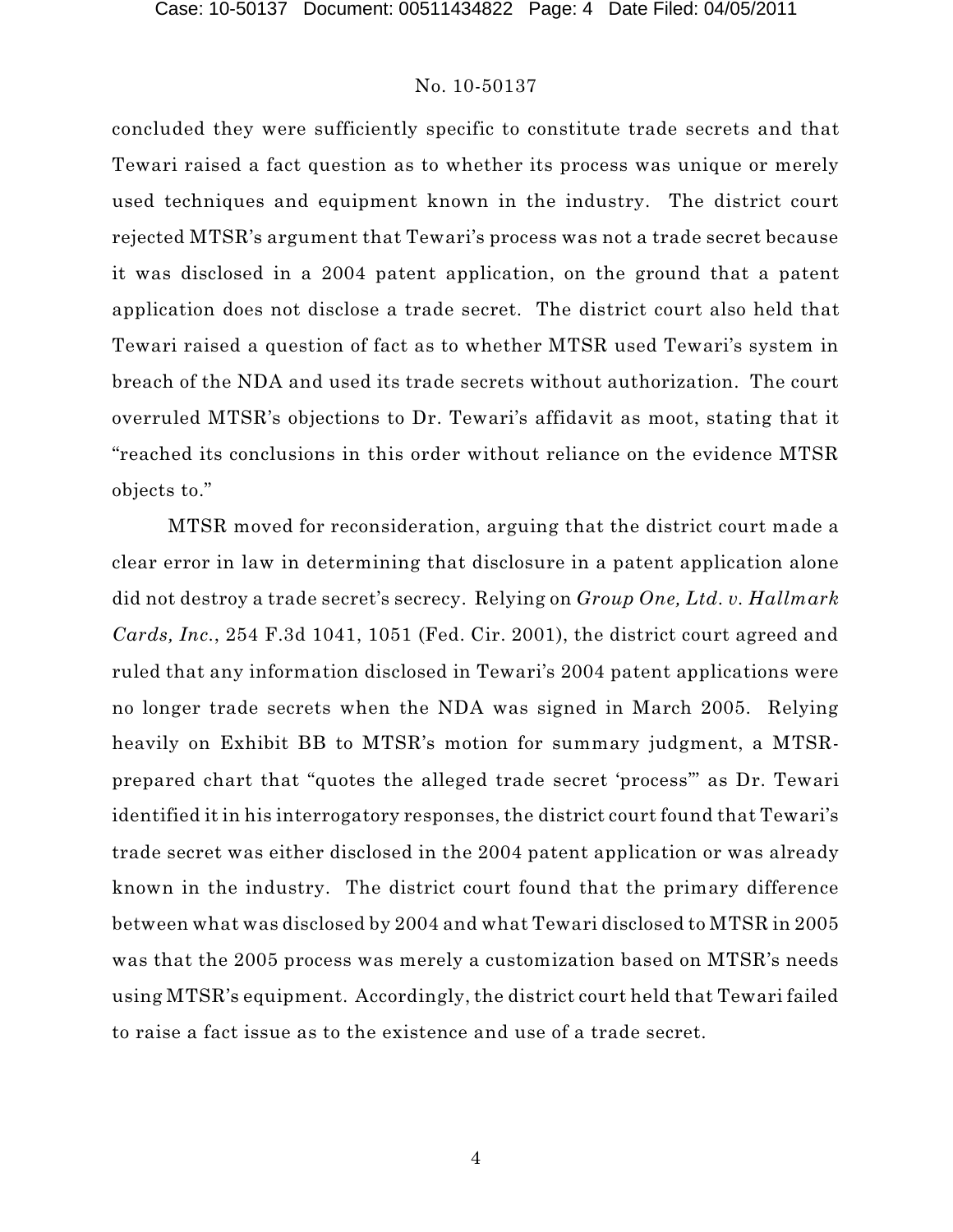concluded they were sufficiently specific to constitute trade secrets and that Tewari raised a fact question as to whether its process was unique or merely used techniques and equipment known in the industry. The district court rejected MTSR's argument that Tewari's process was not a trade secret because it was disclosed in a 2004 patent application, on the ground that a patent application does not disclose a trade secret. The district court also held that Tewari raised a question of fact as to whether MTSR used Tewari's system in breach of the NDA and used its trade secrets without authorization. The court overruled MTSR's objections to Dr. Tewari's affidavit as moot, stating that it "reached its conclusions in this order without reliance on the evidence MTSR objects to."

MTSR moved for reconsideration, arguing that the district court made a clear error in law in determining that disclosure in a patent application alone did not destroy a trade secret's secrecy. Relying on *Group One, Ltd. v. Hallmark Cards, Inc.*, 254 F.3d 1041, 1051 (Fed. Cir. 2001), the district court agreed and ruled that any information disclosed in Tewari's 2004 patent applications were no longer trade secrets when the NDA was signed in March 2005. Relying heavily on Exhibit BB to MTSR's motion for summary judgment, a MTSR-prepared chart that "quotes the alleged trade secret 'process'" as Dr. Tewari identified it in his interrogatory responses, the district court found that Tewari's trade secret was either disclosed in the 2004 patent application or was already known in the industry. The district court found that the primary difference between what was disclosed by 2004 and what Tewari disclosed to MTSR in 2005 was that the 2005 process was merely a customization based on MTSR's needs using MTSR's equipment. Accordingly, the district court held that Tewari failed to raise a fact issue as to the existence and use of a trade secret.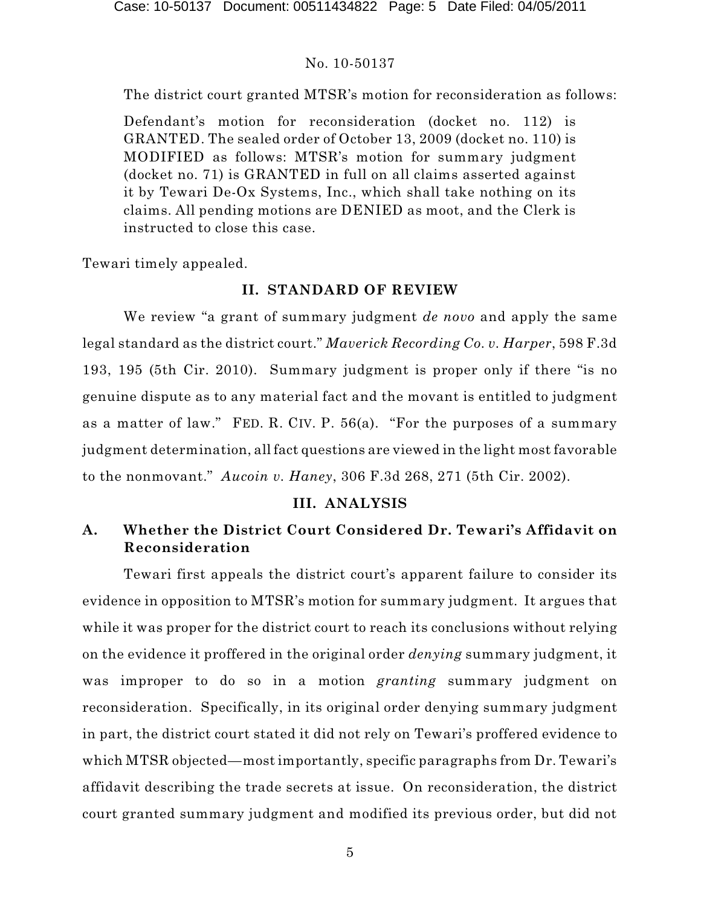The district court granted MTSR's motion for reconsideration as follows:

> Defendant's motion for reconsideration (docket no. 112) is GRANTED. The sealed order of October 13, 2009 (docket no. 110) is MODIFIED as follows: MTSR's motion for summary judgment (docket no. 71) is GRANTED in full on all claims asserted against it by Tewari De-Ox Systems, Inc., which shall take nothing on its claims. All pending motions are DENIED as moot, and the Clerk is instructed to close this case.

Tewari timely appealed.

## II. STANDARD OF REVIEW

We review "a grant of summary judgment *de novo* and apply the same legal standard as the district court." *Maverick Recording Co. v. Harper*, 598 F.3d 193, 195 (5th Cir. 2010). Summary judgment is proper only if there "is no genuine dispute as to any material fact and the movant is entitled to judgment as a matter of law." FED. R. CIV. P. 56(a). "For the purposes of a summary judgment determination, all fact questions are viewed in the light most favorable to the nonmovant." *Aucoin v. Haney*, 306 F.3d 268, 271 (5th Cir. 2002).

## III. ANALYSIS

### A. Whether the District Court Considered Dr. Tewari's Affidavit on Reconsideration

Tewari first appeals the district court's apparent failure to consider its evidence in opposition to MTSR's motion for summary judgment. It argues that while it was proper for the district court to reach its conclusions without relying on the evidence it proffered in the original order *denying* summary judgment, it was improper to do so in a motion *granting* summary judgment on reconsideration. Specifically, in its original order denying summary judgment in part, the district court stated it did not rely on Tewari's proffered evidence to which MTSR objected—most importantly, specific paragraphs from Dr. Tewari's affidavit describing the trade secrets at issue. On reconsideration, the district court granted summary judgment and modified its previous order, but did not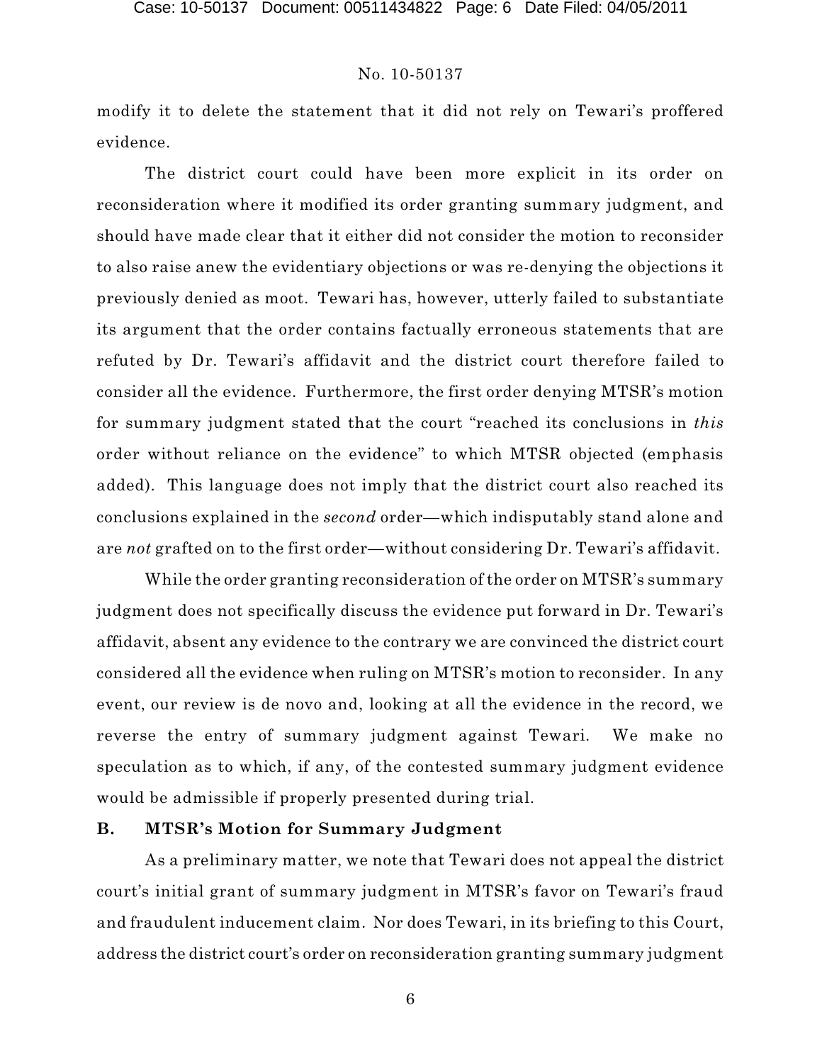modify it to delete the statement that it did not rely on Tewari's proffered evidence.

The district court could have been more explicit in its order on reconsideration where it modified its order granting summary judgment, and should have made clear that it either did not consider the motion to reconsider to also raise anew the evidentiary objections or was re-denying the objections it previously denied as moot. Tewari has, however, utterly failed to substantiate its argument that the order contains factually erroneous statements that are refuted by Dr. Tewari's affidavit and the district court therefore failed to consider all the evidence. Furthermore, the first order denying MTSR's motion for summary judgment stated that the court "reached its conclusions in *this* order without reliance on the evidence" to which MTSR objected (emphasis added). This language does not imply that the district court also reached its conclusions explained in the *second* order—which indisputably stand alone and are *not* grafted on to the first order—without considering Dr. Tewari's affidavit.

While the order granting reconsideration of the order on MTSR's summary judgment does not specifically discuss the evidence put forward in Dr. Tewari's affidavit, absent any evidence to the contrary we are convinced the district court considered all the evidence when ruling on MTSR's motion to reconsider. In any event, our review is de novo and, looking at all the evidence in the record, we reverse the entry of summary judgment against Tewari. We make no speculation as to which, if any, of the contested summary judgment evidence would be admissible if properly presented during trial.

### B. MTSR's Motion for Summary Judgment

As a preliminary matter, we note that Tewari does not appeal the district court's initial grant of summary judgment in MTSR's favor on Tewari's fraud and fraudulent inducement claim. Nor does Tewari, in its briefing to this Court, address the district court's order on reconsideration granting summary judgment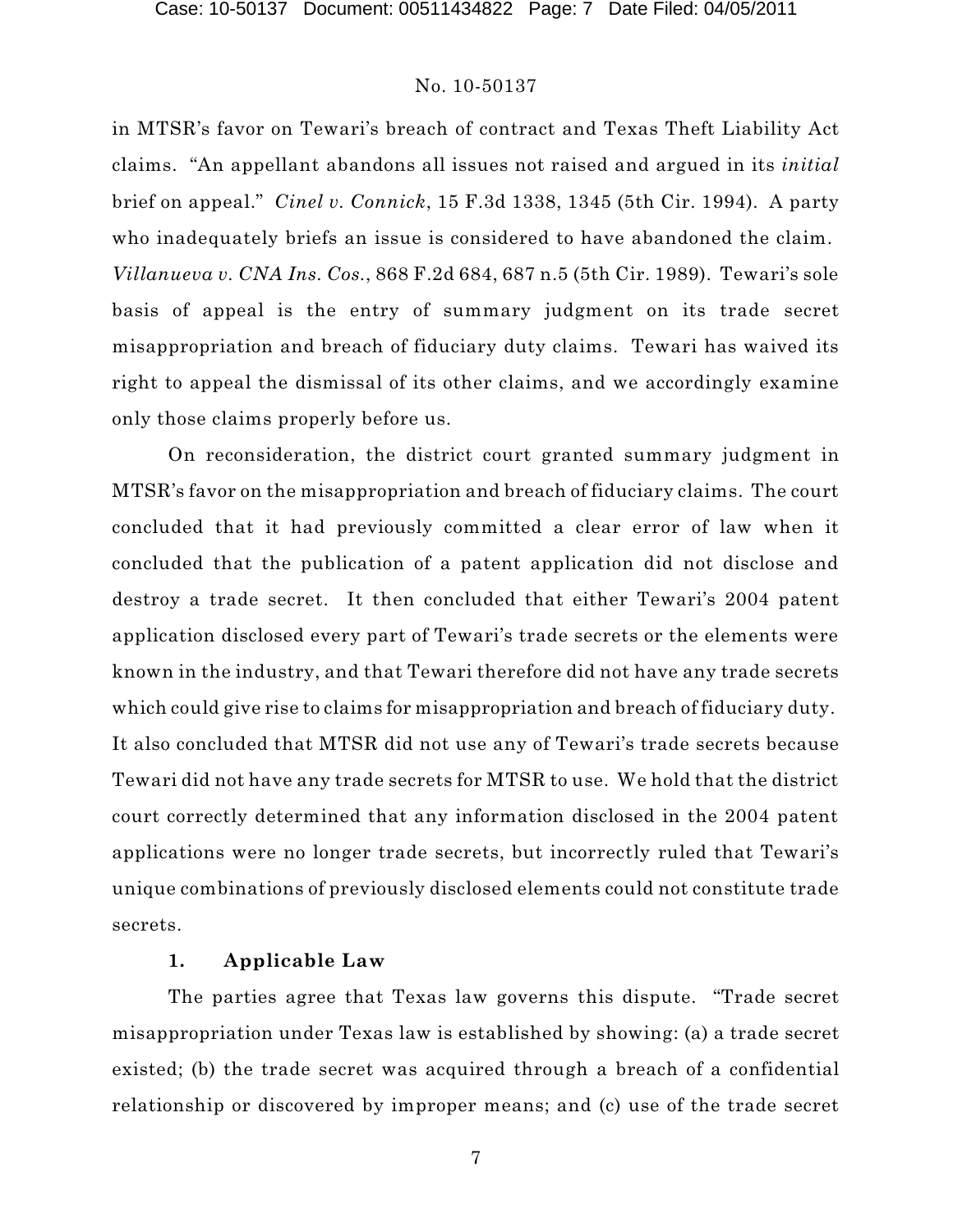in MTSR's favor on Tewari's breach of contract and Texas Theft Liability Act claims. "An appellant abandons all issues not raised and argued in its *initial* brief on appeal." *Cinel v. Connick*, 15 F.3d 1338, 1345 (5th Cir. 1994). A party who inadequately briefs an issue is considered to have abandoned the claim. *Villanueva v. CNA Ins. Cos.*, 868 F.2d 684, 687 n.5 (5th Cir. 1989). Tewari's sole basis of appeal is the entry of summary judgment on its trade secret misappropriation and breach of fiduciary duty claims. Tewari has waived its right to appeal the dismissal of its other claims, and we accordingly examine only those claims properly before us.

On reconsideration, the district court granted summary judgment in MTSR's favor on the misappropriation and breach of fiduciary claims. The court concluded that it had previously committed a clear error of law when it concluded that the publication of a patent application did not disclose and destroy a trade secret. It then concluded that either Tewari's 2004 patent application disclosed every part of Tewari's trade secrets or the elements were known in the industry, and that Tewari therefore did not have any trade secrets which could give rise to claims for misappropriation and breach of fiduciary duty. It also concluded that MTSR did not use any of Tewari's trade secrets because Tewari did not have any trade secrets for MTSR to use. We hold that the district court correctly determined that any information disclosed in the 2004 patent applications were no longer trade secrets, but incorrectly ruled that Tewari's unique combinations of previously disclosed elements could not constitute trade secrets.

### 1. Applicable Law

The parties agree that Texas law governs this dispute. "Trade secret misappropriation under Texas law is established by showing: (a) a trade secret existed; (b) the trade secret was acquired through a breach of a confidential relationship or discovered by improper means; and (c) use of the trade secret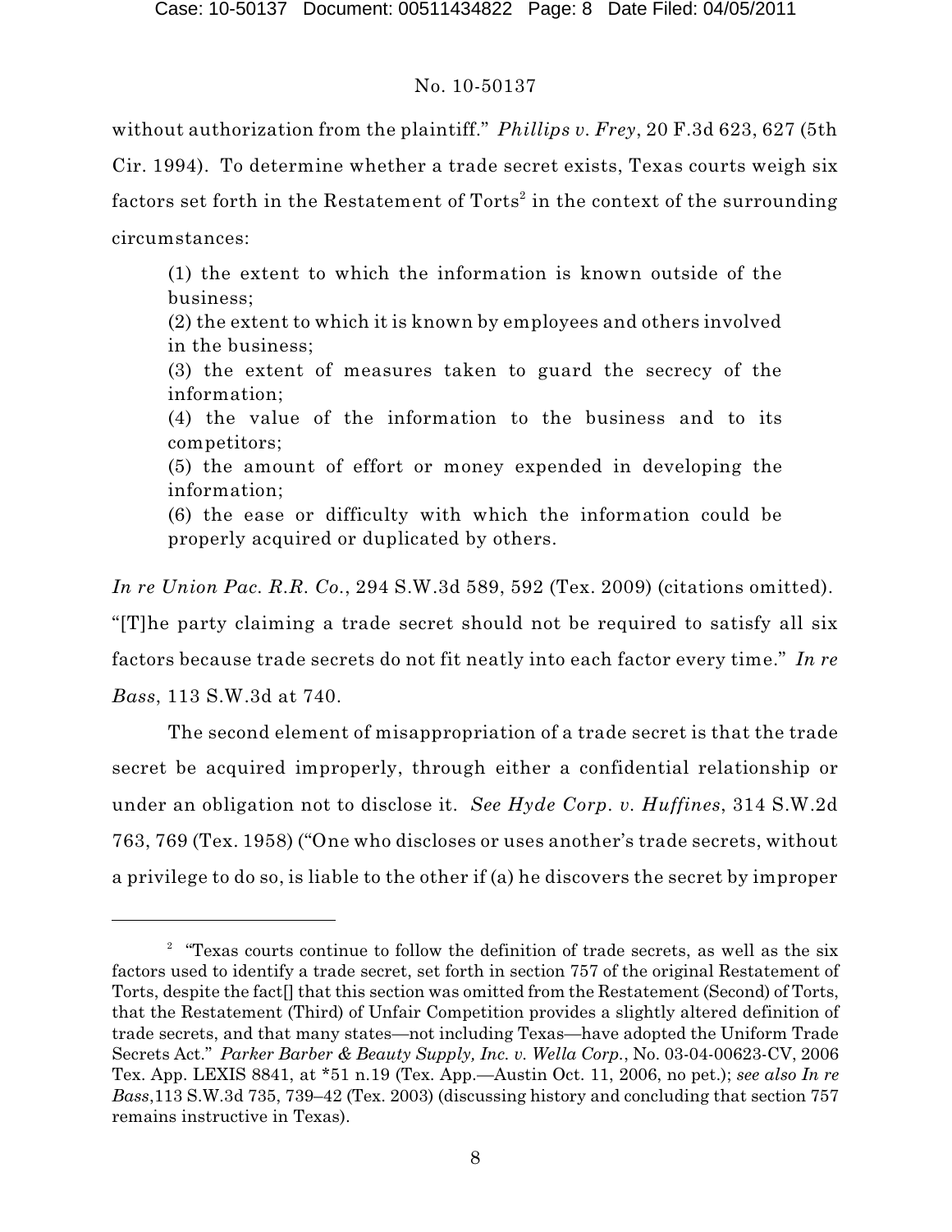without authorization from the plaintiff." *Phillips v. Frey*, 20 F.3d 623, 627 (5th Cir. 1994). To determine whether a trade secret exists, Texas courts weigh six factors set forth in the Restatement of Torts[2] in the context of the surrounding circumstances:

> (1) the extent to which the information is known outside of the business;
> (2) the extent to which it is known by employees and others involved in the business;
> (3) the extent of measures taken to guard the secrecy of the information;
> (4) the value of the information to the business and to its competitors;
> (5) the amount of effort or money expended in developing the information;
> (6) the ease or difficulty with which the information could be properly acquired or duplicated by others.

*In re Union Pac. R.R. Co.*, 294 S.W.3d 589, 592 (Tex. 2009) (citations omitted). "[T]he party claiming a trade secret should not be required to satisfy all six factors because trade secrets do not fit neatly into each factor every time." *In re Bass*, 113 S.W.3d at 740.

The second element of misappropriation of a trade secret is that the trade secret be acquired improperly, through either a confidential relationship or under an obligation not to disclose it. *See Hyde Corp. v. Huffines*, 314 S.W.2d 763, 769 (Tex. 1958) ("One who discloses or uses another's trade secrets, without a privilege to do so, is liable to the other if (a) he discovers the secret by improper

---

[2] "Texas courts continue to follow the definition of trade secrets, as well as the six factors used to identify a trade secret, set forth in section 757 of the original Restatement of Torts, despite the fact[] that this section was omitted from the Restatement (Second) of Torts, that the Restatement (Third) of Unfair Competition provides a slightly altered definition of trade secrets, and that many states—not including Texas—have adopted the Uniform Trade Secrets Act." *Parker Barber & Beauty Supply, Inc. v. Wella Corp.*, No. 03-04-00623-CV, 2006 Tex. App. LEXIS 8841, at *51 n.19 (Tex. App.—Austin Oct. 11, 2006, no pet.); *see also In re Bass*,113 S.W.3d 735, 739–42 (Tex. 2003) (discussing history and concluding that section 757 remains instructive in Texas).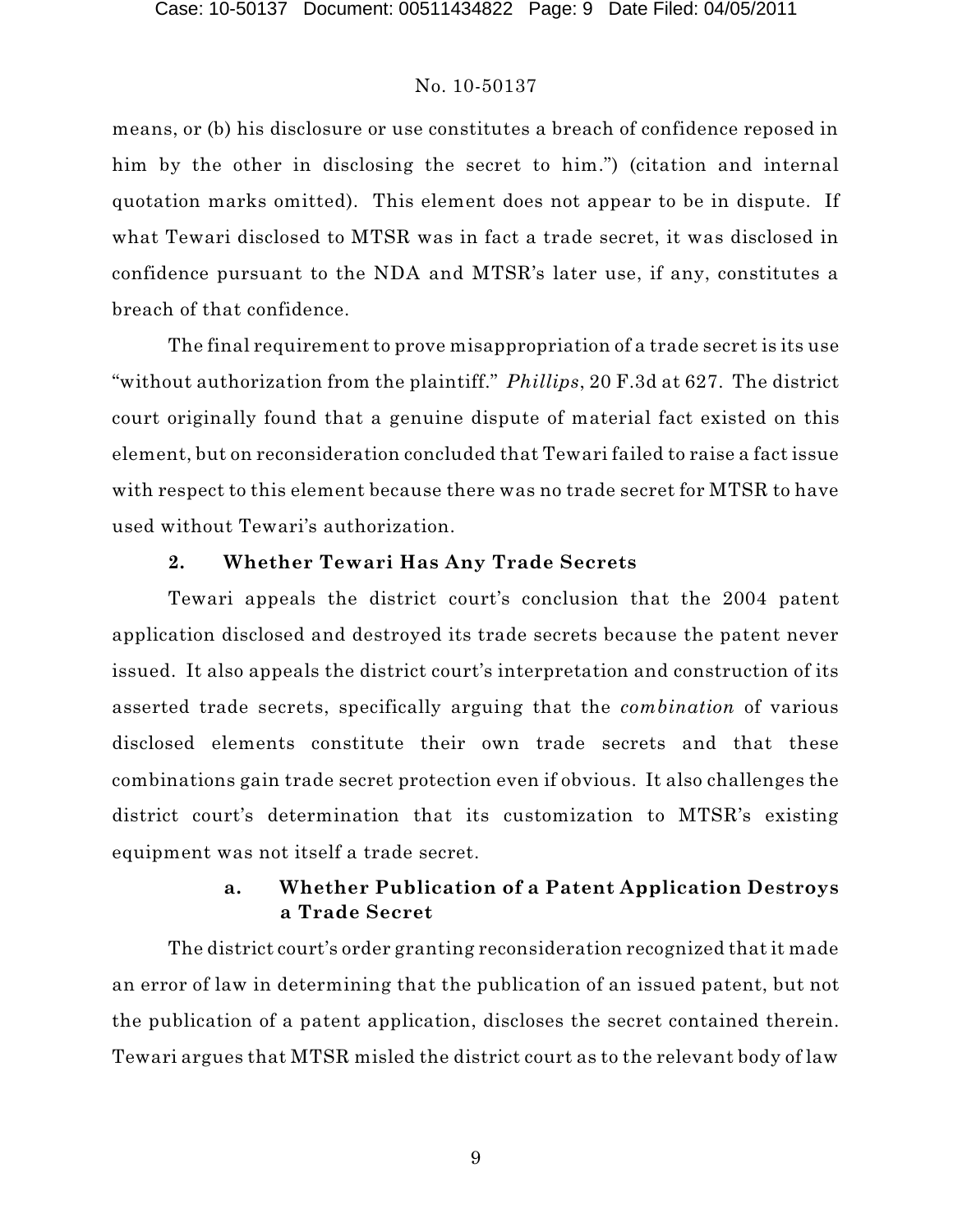means, or (b) his disclosure or use constitutes a breach of confidence reposed in him by the other in disclosing the secret to him.") (citation and internal quotation marks omitted). This element does not appear to be in dispute. If what Tewari disclosed to MTSR was in fact a trade secret, it was disclosed in confidence pursuant to the NDA and MTSR's later use, if any, constitutes a breach of that confidence.

The final requirement to prove misappropriation of a trade secret is its use "without authorization from the plaintiff." *Phillips*, 20 F.3d at 627. The district court originally found that a genuine dispute of material fact existed on this element, but on reconsideration concluded that Tewari failed to raise a fact issue with respect to this element because there was no trade secret for MTSR to have used without Tewari's authorization.

### 2. Whether Tewari Has Any Trade Secrets

Tewari appeals the district court's conclusion that the 2004 patent application disclosed and destroyed its trade secrets because the patent never issued. It also appeals the district court's interpretation and construction of its asserted trade secrets, specifically arguing that the *combination* of various disclosed elements constitute their own trade secrets and that these combinations gain trade secret protection even if obvious. It also challenges the district court's determination that its customization to MTSR's existing equipment was not itself a trade secret.

#### a. Whether Publication of a Patent Application Destroys a Trade Secret

The district court's order granting reconsideration recognized that it made an error of law in determining that the publication of an issued patent, but not the publication of a patent application, discloses the secret contained therein. Tewari argues that MTSR misled the district court as to the relevant body of law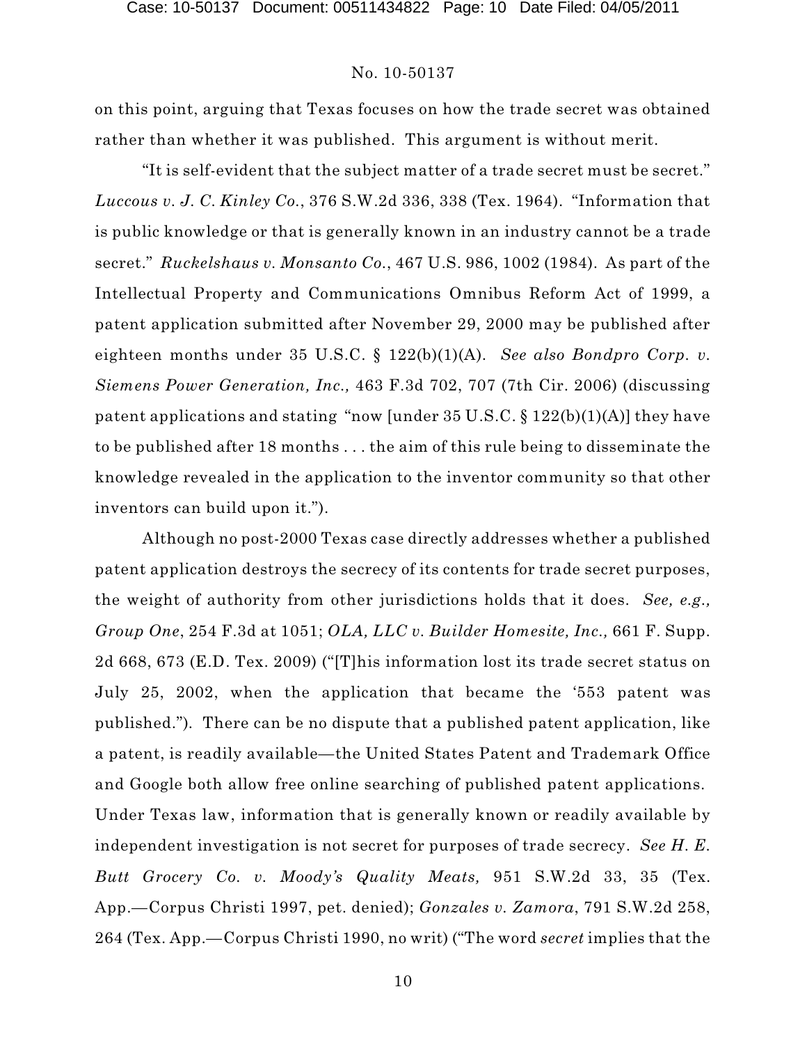on this point, arguing that Texas focuses on how the trade secret was obtained rather than whether it was published. This argument is without merit.

"It is self-evident that the subject matter of a trade secret must be secret." *Luccous v. J. C. Kinley Co.*, 376 S.W.2d 336, 338 (Tex. 1964). "Information that is public knowledge or that is generally known in an industry cannot be a trade secret." *Ruckelshaus v. Monsanto Co.*, 467 U.S. 986, 1002 (1984). As part of the Intellectual Property and Communications Omnibus Reform Act of 1999, a patent application submitted after November 29, 2000 may be published after eighteen months under 35 U.S.C. § 122(b)(1)(A). *See also Bondpro Corp. v. Siemens Power Generation, Inc.,* 463 F.3d 702, 707 (7th Cir. 2006) (discussing patent applications and stating "now [under 35 U.S.C. § 122(b)(1)(A)] they have to be published after 18 months . . . the aim of this rule being to disseminate the knowledge revealed in the application to the inventor community so that other inventors can build upon it.").

Although no post-2000 Texas case directly addresses whether a published patent application destroys the secrecy of its contents for trade secret purposes, the weight of authority from other jurisdictions holds that it does. *See, e.g., Group One*, 254 F.3d at 1051; *OLA, LLC v. Builder Homesite, Inc.,* 661 F. Supp. 2d 668, 673 (E.D. Tex. 2009) ("[T]his information lost its trade secret status on July 25, 2002, when the application that became the '553 patent was published."). There can be no dispute that a published patent application, like a patent, is readily available—the United States Patent and Trademark Office and Google both allow free online searching of published patent applications. Under Texas law, information that is generally known or readily available by independent investigation is not secret for purposes of trade secrecy. *See H. E. Butt Grocery Co. v. Moody's Quality Meats,* 951 S.W.2d 33, 35 (Tex. App.—Corpus Christi 1997, pet. denied); *Gonzales v. Zamora*, 791 S.W.2d 258, 264 (Tex. App.—Corpus Christi 1990, no writ) ("The word *secret* implies that the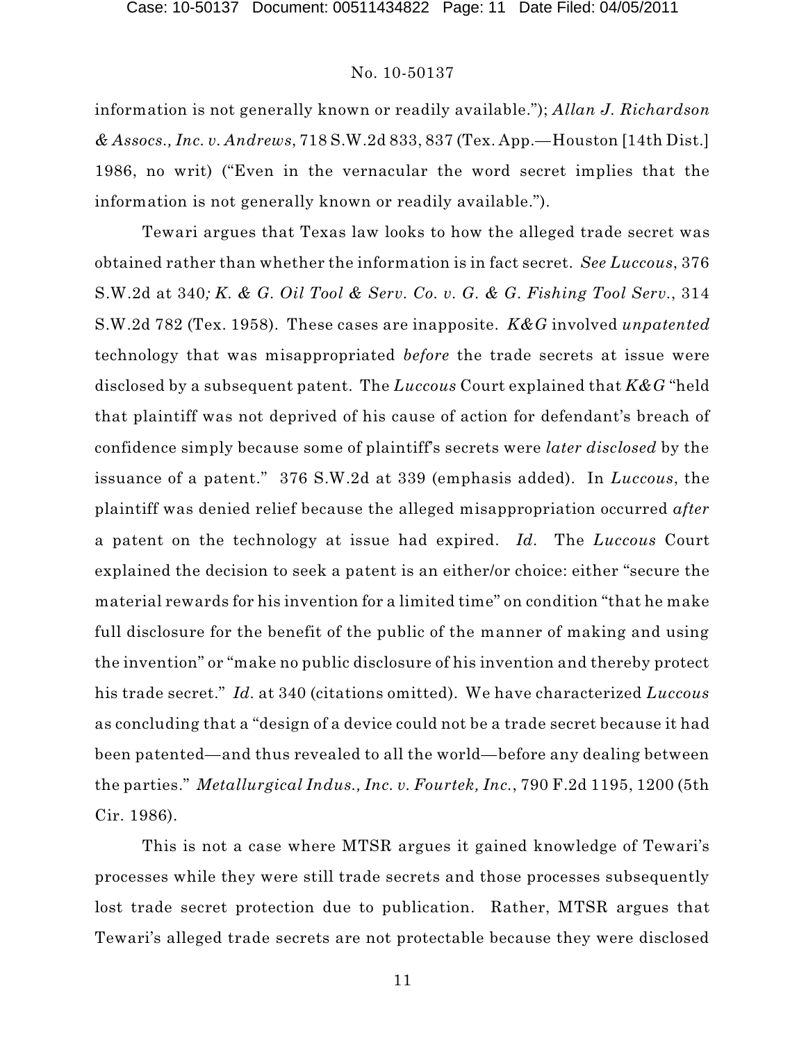information is not generally known or readily available."); *Allan J. Richardson & Assocs., Inc. v. Andrews*, 718 S.W.2d 833, 837 (Tex. App.—Houston [14th Dist.] 1986, no writ) ("Even in the vernacular the word secret implies that the information is not generally known or readily available.").

Tewari argues that Texas law looks to how the alleged trade secret was obtained rather than whether the information is in fact secret. *See Luccous*, 376 S.W.2d at 340*; K. & G. Oil Tool & Serv. Co. v. G. & G. Fishing Tool Serv.*, 314 S.W.2d 782 (Tex. 1958). These cases are inapposite. *K&G* involved *unpatented* technology that was misappropriated *before* the trade secrets at issue were disclosed by a subsequent patent. The *Luccous* Court explained that *K&G* "held that plaintiff was not deprived of his cause of action for defendant's breach of confidence simply because some of plaintiff's secrets were *later disclosed* by the issuance of a patent." 376 S.W.2d at 339 (emphasis added). In *Luccous*, the plaintiff was denied relief because the alleged misappropriation occurred *after* a patent on the technology at issue had expired. *Id.* The *Luccous* Court explained the decision to seek a patent is an either/or choice: either "secure the material rewards for his invention for a limited time" on condition "that he make full disclosure for the benefit of the public of the manner of making and using the invention" or "make no public disclosure of his invention and thereby protect his trade secret." *Id.* at 340 (citations omitted). We have characterized *Luccous* as concluding that a "design of a device could not be a trade secret because it had been patented—and thus revealed to all the world—before any dealing between the parties." *Metallurgical Indus., Inc. v. Fourtek, Inc.*, 790 F.2d 1195, 1200 (5th Cir. 1986).

This is not a case where MTSR argues it gained knowledge of Tewari's processes while they were still trade secrets and those processes subsequently lost trade secret protection due to publication. Rather, MTSR argues that Tewari's alleged trade secrets are not protectable because they were disclosed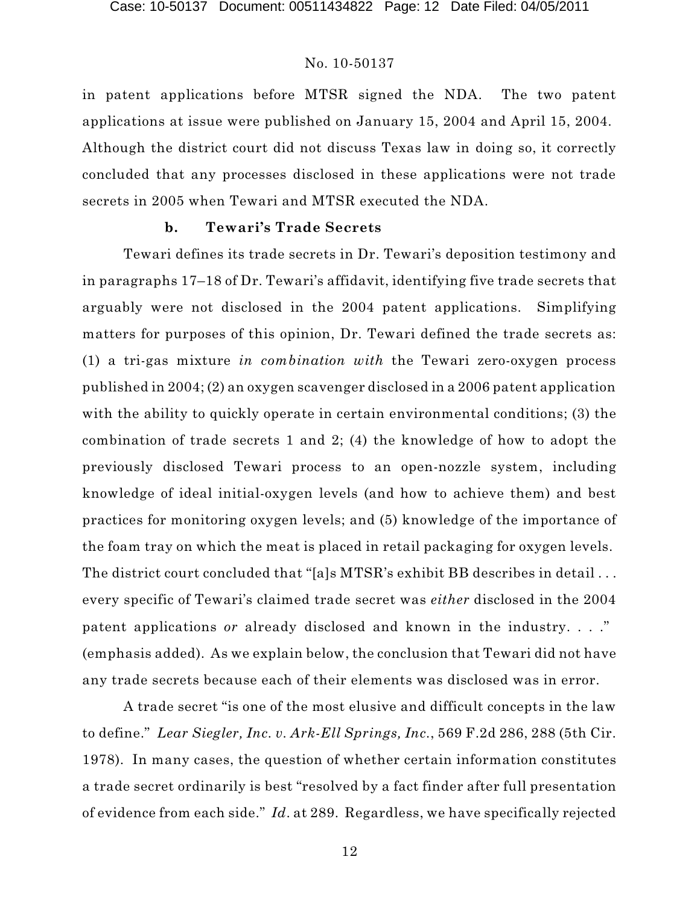in patent applications before MTSR signed the NDA. The two patent applications at issue were published on January 15, 2004 and April 15, 2004. Although the district court did not discuss Texas law in doing so, it correctly concluded that any processes disclosed in these applications were not trade secrets in 2005 when Tewari and MTSR executed the NDA.

### b. Tewari's Trade Secrets

Tewari defines its trade secrets in Dr. Tewari's deposition testimony and in paragraphs 17–18 of Dr. Tewari's affidavit, identifying five trade secrets that arguably were not disclosed in the 2004 patent applications. Simplifying matters for purposes of this opinion, Dr. Tewari defined the trade secrets as: (1) a tri-gas mixture *in combination with* the Tewari zero-oxygen process published in 2004; (2) an oxygen scavenger disclosed in a 2006 patent application with the ability to quickly operate in certain environmental conditions; (3) the combination of trade secrets 1 and 2; (4) the knowledge of how to adopt the previously disclosed Tewari process to an open-nozzle system, including knowledge of ideal initial-oxygen levels (and how to achieve them) and best practices for monitoring oxygen levels; and (5) knowledge of the importance of the foam tray on which the meat is placed in retail packaging for oxygen levels. The district court concluded that "[a]s MTSR's exhibit BB describes in detail . . . every specific of Tewari's claimed trade secret was *either* disclosed in the 2004 patent applications *or* already disclosed and known in the industry. . . ." (emphasis added). As we explain below, the conclusion that Tewari did not have any trade secrets because each of their elements was disclosed was in error.

A trade secret "is one of the most elusive and difficult concepts in the law to define." *Lear Siegler, Inc. v. Ark-Ell Springs, Inc.*, 569 F.2d 286, 288 (5th Cir. 1978). In many cases, the question of whether certain information constitutes a trade secret ordinarily is best "resolved by a fact finder after full presentation of evidence from each side." *Id.* at 289. Regardless, we have specifically rejected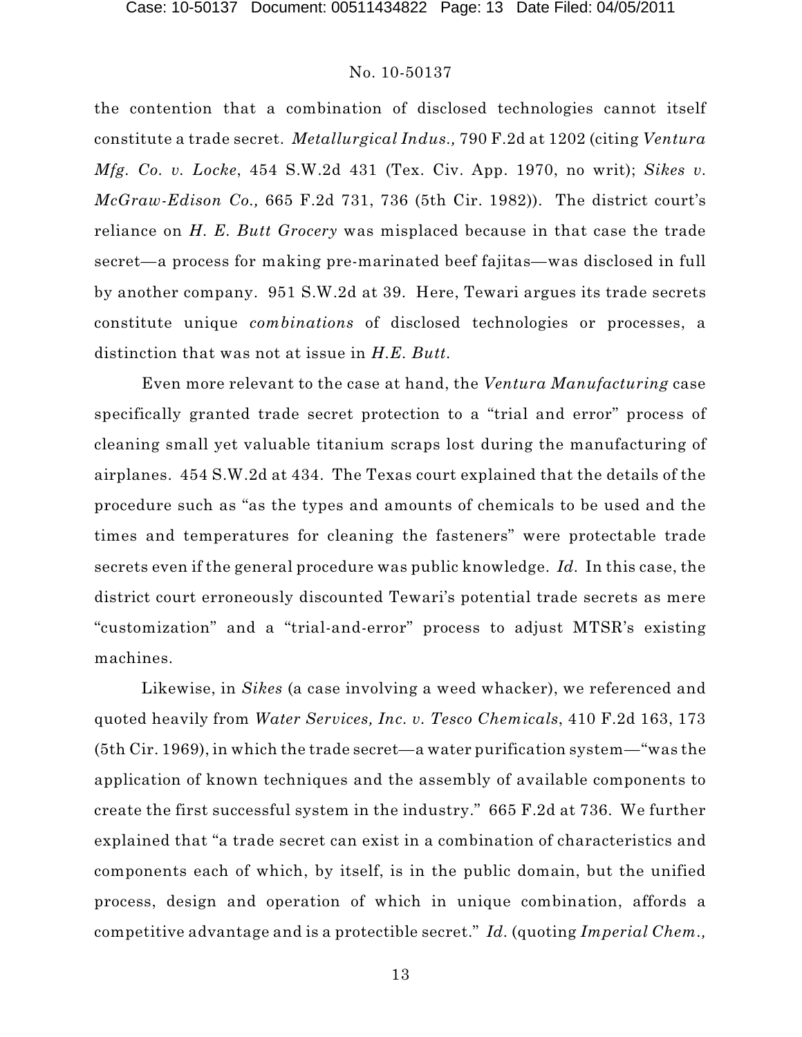the contention that a combination of disclosed technologies cannot itself constitute a trade secret. *Metallurgical Indus.,* 790 F.2d at 1202 (citing *Ventura Mfg. Co. v. Locke*, 454 S.W.2d 431 (Tex. Civ. App. 1970, no writ); *Sikes v. McGraw-Edison Co.,* 665 F.2d 731, 736 (5th Cir. 1982)). The district court's reliance on *H. E. Butt Grocery* was misplaced because in that case the trade secret—a process for making pre-marinated beef fajitas—was disclosed in full by another company. 951 S.W.2d at 39. Here, Tewari argues its trade secrets constitute unique *combinations* of disclosed technologies or processes, a distinction that was not at issue in *H.E. Butt*.

Even more relevant to the case at hand, the *Ventura Manufacturing* case specifically granted trade secret protection to a "trial and error" process of cleaning small yet valuable titanium scraps lost during the manufacturing of airplanes. 454 S.W.2d at 434. The Texas court explained that the details of the procedure such as "as the types and amounts of chemicals to be used and the times and temperatures for cleaning the fasteners" were protectable trade secrets even if the general procedure was public knowledge. *Id.* In this case, the district court erroneously discounted Tewari's potential trade secrets as mere "customization" and a "trial-and-error" process to adjust MTSR's existing machines.

Likewise, in *Sikes* (a case involving a weed whacker), we referenced and quoted heavily from *Water Services, Inc. v. Tesco Chemicals*, 410 F.2d 163, 173 (5th Cir. 1969), in which the trade secret—a water purification system—"was the application of known techniques and the assembly of available components to create the first successful system in the industry." 665 F.2d at 736. We further explained that "a trade secret can exist in a combination of characteristics and components each of which, by itself, is in the public domain, but the unified process, design and operation of which in unique combination, affords a competitive advantage and is a protectible secret." *Id.* (quoting *Imperial Chem.,*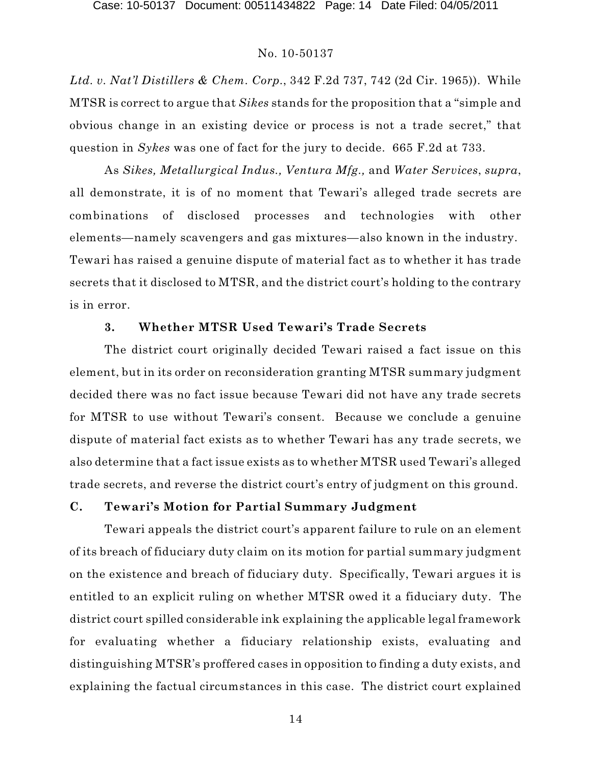*Ltd. v. Nat'l Distillers & Chem. Corp.*, 342 F.2d 737, 742 (2d Cir. 1965)). While MTSR is correct to argue that *Sikes* stands for the proposition that a "simple and obvious change in an existing device or process is not a trade secret," that question in *Sykes* was one of fact for the jury to decide. 665 F.2d at 733.

As *Sikes, Metallurgical Indus., Ventura Mfg.,* and *Water Services*, *supra*, all demonstrate, it is of no moment that Tewari's alleged trade secrets are combinations of disclosed processes and technologies with other elements—namely scavengers and gas mixtures—also known in the industry. Tewari has raised a genuine dispute of material fact as to whether it has trade secrets that it disclosed to MTSR, and the district court's holding to the contrary is in error.

### 3. Whether MTSR Used Tewari's Trade Secrets

The district court originally decided Tewari raised a fact issue on this element, but in its order on reconsideration granting MTSR summary judgment decided there was no fact issue because Tewari did not have any trade secrets for MTSR to use without Tewari's consent. Because we conclude a genuine dispute of material fact exists as to whether Tewari has any trade secrets, we also determine that a fact issue exists as to whether MTSR used Tewari's alleged trade secrets, and reverse the district court's entry of judgment on this ground.

## C. Tewari's Motion for Partial Summary Judgment

Tewari appeals the district court's apparent failure to rule on an element of its breach of fiduciary duty claim on its motion for partial summary judgment on the existence and breach of fiduciary duty. Specifically, Tewari argues it is entitled to an explicit ruling on whether MTSR owed it a fiduciary duty. The district court spilled considerable ink explaining the applicable legal framework for evaluating whether a fiduciary relationship exists, evaluating and distinguishing MTSR's proffered cases in opposition to finding a duty exists, and explaining the factual circumstances in this case. The district court explained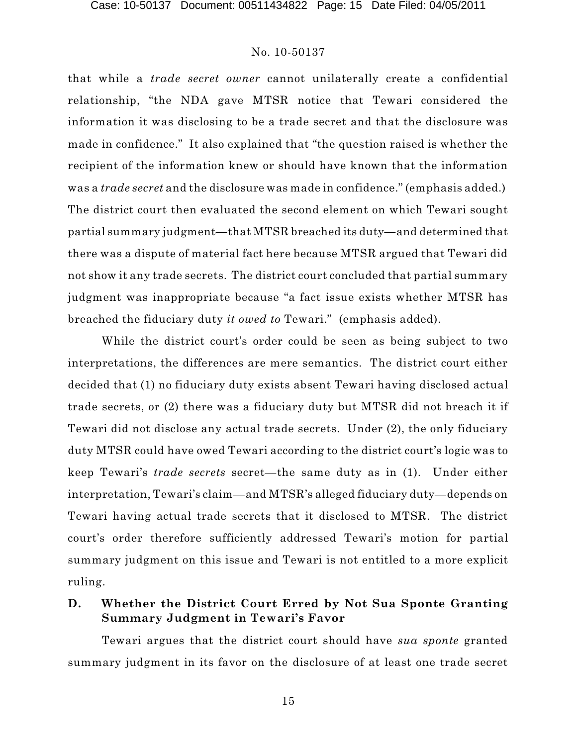that while a *trade secret owner* cannot unilaterally create a confidential relationship, "the NDA gave MTSR notice that Tewari considered the information it was disclosing to be a trade secret and that the disclosure was made in confidence." It also explained that "the question raised is whether the recipient of the information knew or should have known that the information was a *trade secret* and the disclosure was made in confidence." (emphasis added.) The district court then evaluated the second element on which Tewari sought partial summary judgment—that MTSR breached its duty—and determined that there was a dispute of material fact here because MTSR argued that Tewari did not show it any trade secrets. The district court concluded that partial summary judgment was inappropriate because "a fact issue exists whether MTSR has breached the fiduciary duty *it owed to* Tewari." (emphasis added).

While the district court's order could be seen as being subject to two interpretations, the differences are mere semantics. The district court either decided that (1) no fiduciary duty exists absent Tewari having disclosed actual trade secrets, or (2) there was a fiduciary duty but MTSR did not breach it if Tewari did not disclose any actual trade secrets. Under (2), the only fiduciary duty MTSR could have owed Tewari according to the district court's logic was to keep Tewari's *trade secrets* secret—the same duty as in (1). Under either interpretation, Tewari's claim—and MTSR's alleged fiduciary duty—depends on Tewari having actual trade secrets that it disclosed to MTSR. The district court's order therefore sufficiently addressed Tewari's motion for partial summary judgment on this issue and Tewari is not entitled to a more explicit ruling.

## D. Whether the District Court Erred by Not Sua Sponte Granting Summary Judgment in Tewari's Favor

Tewari argues that the district court should have *sua sponte* granted summary judgment in its favor on the disclosure of at least one trade secret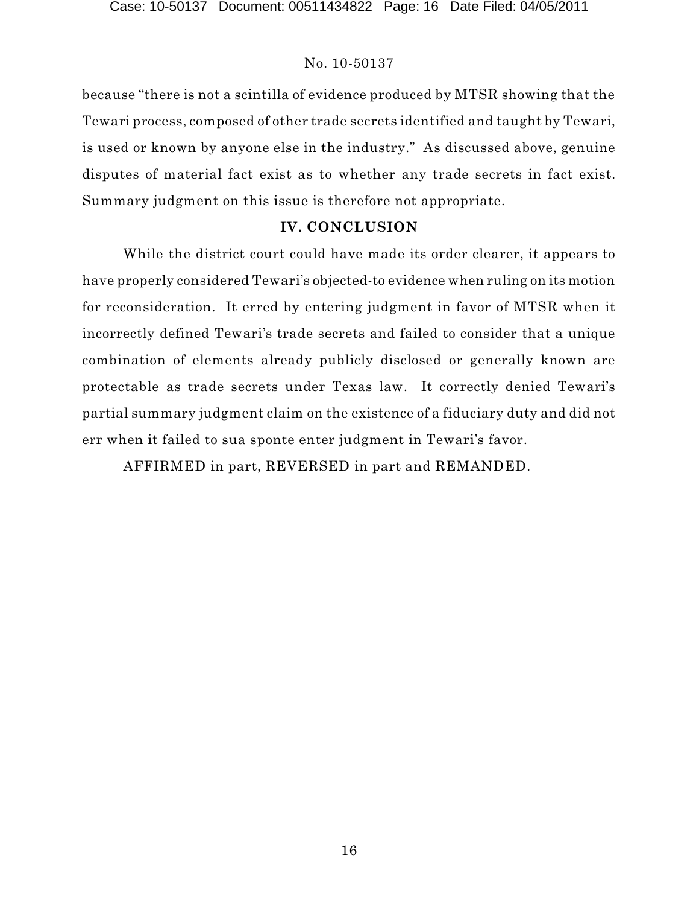because "there is not a scintilla of evidence produced by MTSR showing that the Tewari process, composed of other trade secrets identified and taught by Tewari, is used or known by anyone else in the industry." As discussed above, genuine disputes of material fact exist as to whether any trade secrets in fact exist. Summary judgment on this issue is therefore not appropriate.

## IV. CONCLUSION

While the district court could have made its order clearer, it appears to have properly considered Tewari's objected-to evidence when ruling on its motion for reconsideration. It erred by entering judgment in favor of MTSR when it incorrectly defined Tewari's trade secrets and failed to consider that a unique combination of elements already publicly disclosed or generally known are protectable as trade secrets under Texas law. It correctly denied Tewari's partial summary judgment claim on the existence of a fiduciary duty and did not err when it failed to sua sponte enter judgment in Tewari's favor.

AFFIRMED in part, REVERSED in part and REMANDED.